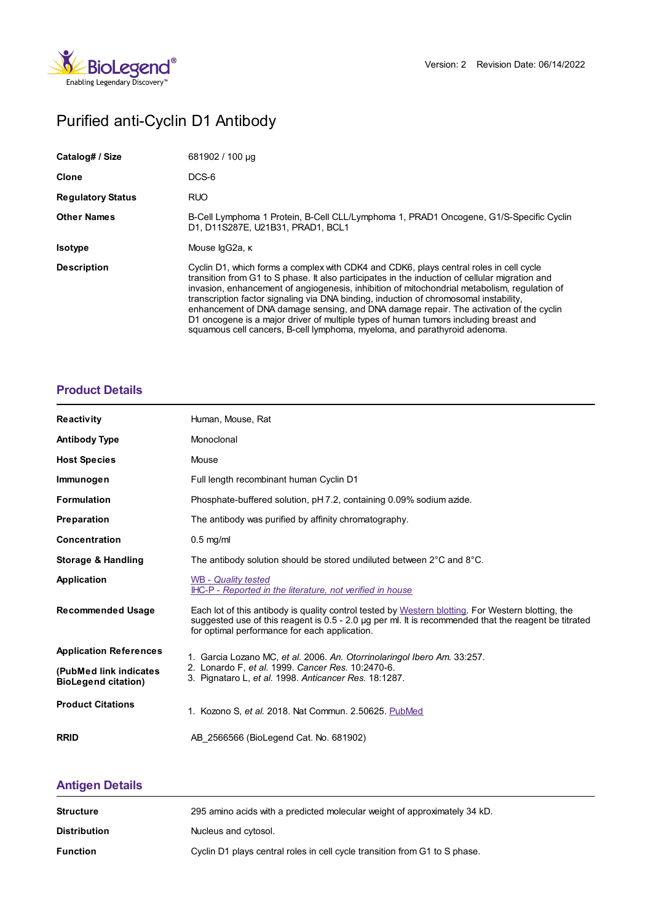Version: 2 Revision Date: 06/14/2022

# Purified anti-Cyclin D1 Antibody

| | |
|---|---|
| **Catalog# / Size** | 681902 / 100 µg |
| **Clone** | DCS-6 |
| **Regulatory Status** | RUO |
| **Other Names** | B-Cell Lymphoma 1 Protein, B-Cell CLL/Lymphoma 1, PRAD1 Oncogene, G1/S-Specific Cyclin D1, D11S287E, U21B31, PRAD1, BCL1 |
| **Isotype** | Mouse IgG2a, κ |
| **Description** | Cyclin D1, which forms a complex with CDK4 and CDK6, plays central roles in cell cycle transition from G1 to S phase. It also participates in the induction of cellular migration and invasion, enhancement of angiogenesis, inhibition of mitochondrial metabolism, regulation of transcription factor signaling via DNA binding, induction of chromosomal instability, enhancement of DNA damage sensing, and DNA damage repair. The activation of the cyclin D1 oncogene is a major driver of multiple types of human tumors including breast and squamous cell cancers, B-cell lymphoma, myeloma, and parathyroid adenoma. |

## Product Details

| | |
|---|---|
| **Reactivity** | Human, Mouse, Rat |
| **Antibody Type** | Monoclonal |
| **Host Species** | Mouse |
| **Immunogen** | Full length recombinant human Cyclin D1 |
| **Formulation** | Phosphate-buffered solution, pH 7.2, containing 0.09% sodium azide. |
| **Preparation** | The antibody was purified by affinity chromatography. |
| **Concentration** | 0.5 mg/ml |
| **Storage & Handling** | The antibody solution should be stored undiluted between 2°C and 8°C. |
| **Application** | *WB - Quality tested*<br>*IHC-P - Reported in the literature, not verified in house* |
| **Recommended Usage** | Each lot of this antibody is quality control tested by Western blotting. For Western blotting, the suggested use of this reagent is 0.5 - 2.0 µg per ml. It is recommended that the reagent be titrated for optimal performance for each application. |
| **Application References**<br><br>**(PubMed link indicates BioLegend citation)** | 1. Garcia Lozano MC, *et al.* 2006. *An. Otorrinolaringol Ibero Am.* 33:257.<br>2. Lonardo F, *et al.* 1999. *Cancer Res.* 10:2470-6.<br>3. Pignataro L, *et al.* 1998. *Anticancer Res.* 18:1287. |
| **Product Citations** | 1. Kozono S, *et al.* 2018. Nat Commun. 2.50625. PubMed |
| **RRID** | AB_2566566 (BioLegend Cat. No. 681902) |

## Antigen Details

| | |
|---|---|
| **Structure** | 295 amino acids with a predicted molecular weight of approximately 34 kD. |
| **Distribution** | Nucleus and cytosol. |
| **Function** | Cyclin D1 plays central roles in cell cycle transition from G1 to S phase. |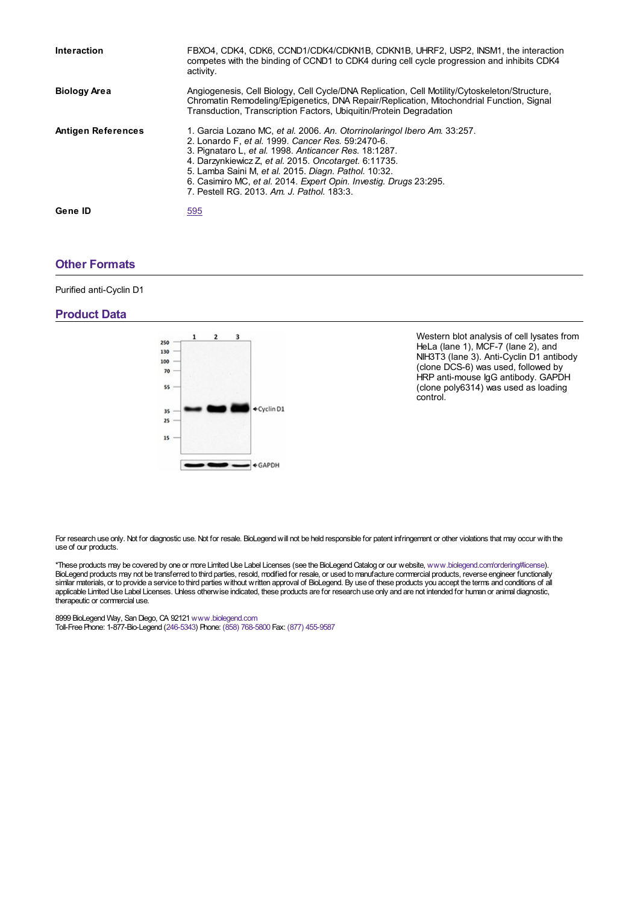| | |
|---|---|
| **Interaction** | FBXO4, CDK4, CDK6, CCND1/CDK4/CDKN1B, CDKN1B, UHRF2, USP2, INSM1, the interaction competes with the binding of CCND1 to CDK4 during cell cycle progression and inhibits CDK4 activity. |
| **Biology Area** | Angiogenesis, Cell Biology, Cell Cycle/DNA Replication, Cell Motility/Cytoskeleton/Structure, Chromatin Remodeling/Epigenetics, DNA Repair/Replication, Mitochondrial Function, Signal Transduction, Transcription Factors, Ubiquitin/Protein Degradation |
| **Antigen References** | 1. Garcia Lozano MC, *et al.* 2006. *An. Otorrinolaringol Ibero Am.* 33:257.<br>2. Lonardo F, *et al.* 1999. *Cancer Res.* 59:2470-6.<br>3. Pignataro L, *et al.* 1998. *Anticancer Res.* 18:1287.<br>4. Darzynkiewicz Z, *et al.* 2015. *Oncotarget.* 6:11735.<br>5. Lamba Saini M, *et al.* 2015. *Diagn. Pathol.* 10:32.<br>6. Casimiro MC, *et al.* 2014. *Expert Opin. Investig. Drugs* 23:295.<br>7. Pestell RG. 2013. *Am. J. Pathol.* 183:3. |
| **Gene ID** | 595 |

## Other Formats

Purified anti-Cyclin D1

## Product Data

1 2 3
250
130
100
70
55
35
25
15
Cyclin D1
GAPDH

Western blot analysis of cell lysates from HeLa (lane 1), MCF-7 (lane 2), and NIH3T3 (lane 3). Anti-Cyclin D1 antibody (clone DCS-6) was used, followed by HRP anti-mouse IgG antibody. GAPDH (clone poly6314) was used as loading control.

For research use only. Not for diagnostic use. Not for resale. BioLegend will not be held responsible for patent infringement or other violations that may occur with the use of our products.

*These products may be covered by one or more Limited Use Label Licenses (see the BioLegend Catalog or our website, www.biolegend.com/ordering#license). BioLegend products may not be transferred to third parties, resold, modified for resale, or used to manufacture commercial products, reverse engineer functionally similar materials, or to provide a service to third parties without written approval of BioLegend. By use of these products you accept the terms and conditions of all applicable Limited Use Label Licenses. Unless otherwise indicated, these products are for research use only and are not intended for human or animal diagnostic, therapeutic or commercial use.

8999 BioLegend Way, San Diego, CA 92121 www.biolegend.com
Toll-Free Phone: 1-877-Bio-Legend (246-5343) Phone: (858) 768-5800 Fax: (877) 455-9587